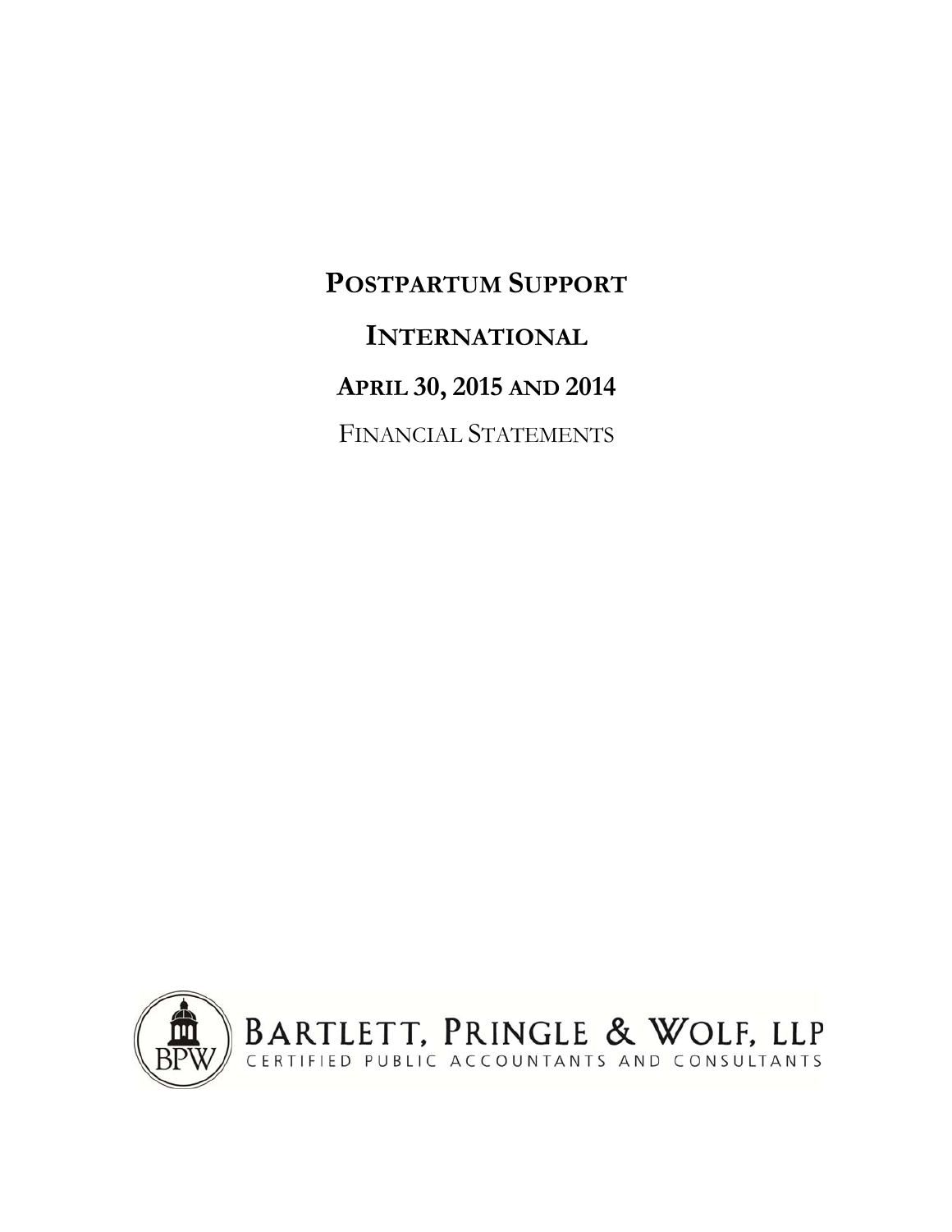# Postpartum Support International

## April 30, 2015 and 2014

Financial Statements

Bartlett, Pringle & Wolf, LLP

Certified Public Accountants and Consultants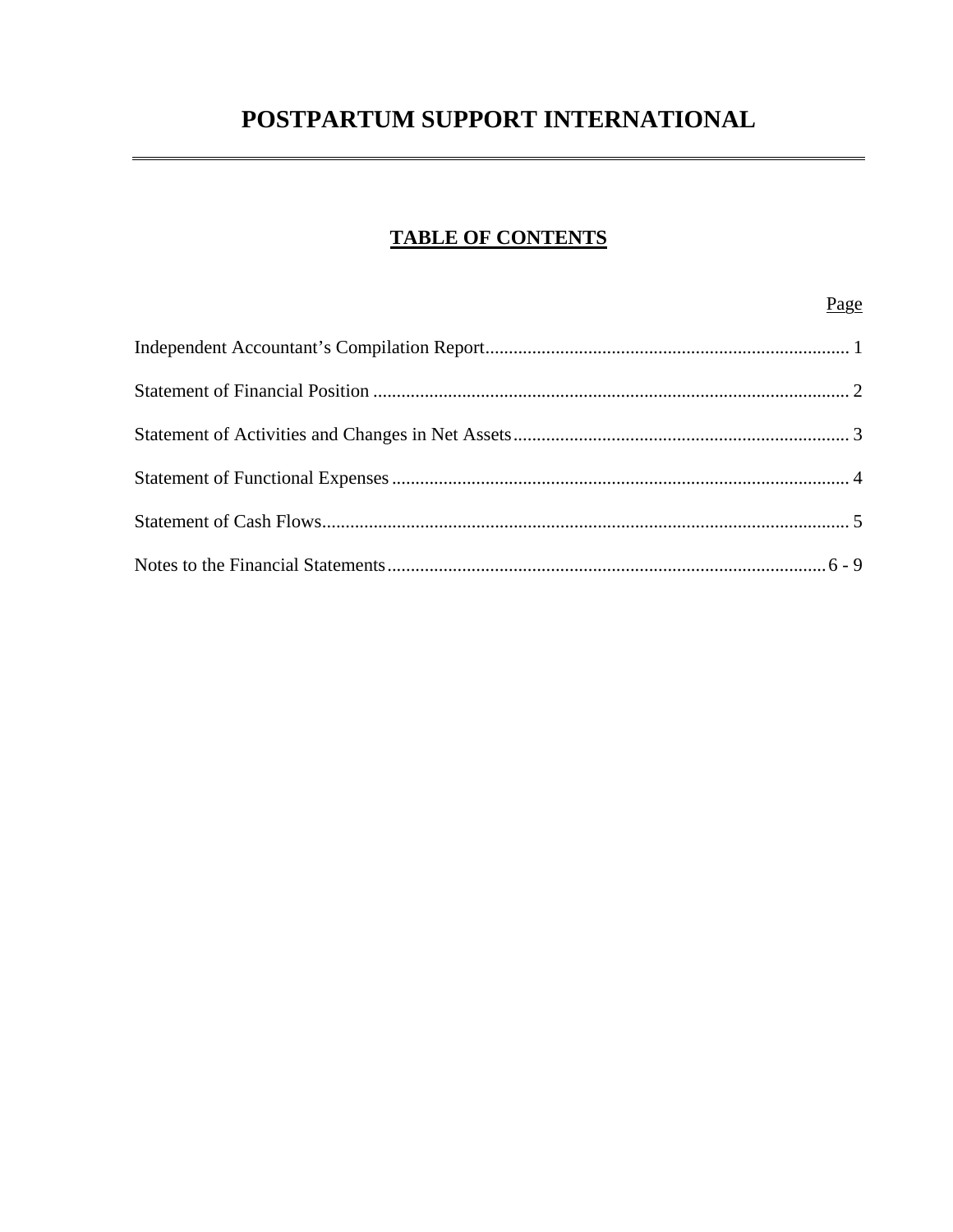# POSTPARTUM SUPPORT INTERNATIONAL

## TABLE OF CONTENTS

| | Page |
|---|---|
| Independent Accountant’s Compilation Report | 1 |
| Statement of Financial Position | 2 |
| Statement of Activities and Changes in Net Assets | 3 |
| Statement of Functional Expenses | 4 |
| Statement of Cash Flows | 5 |
| Notes to the Financial Statements | 6 - 9 |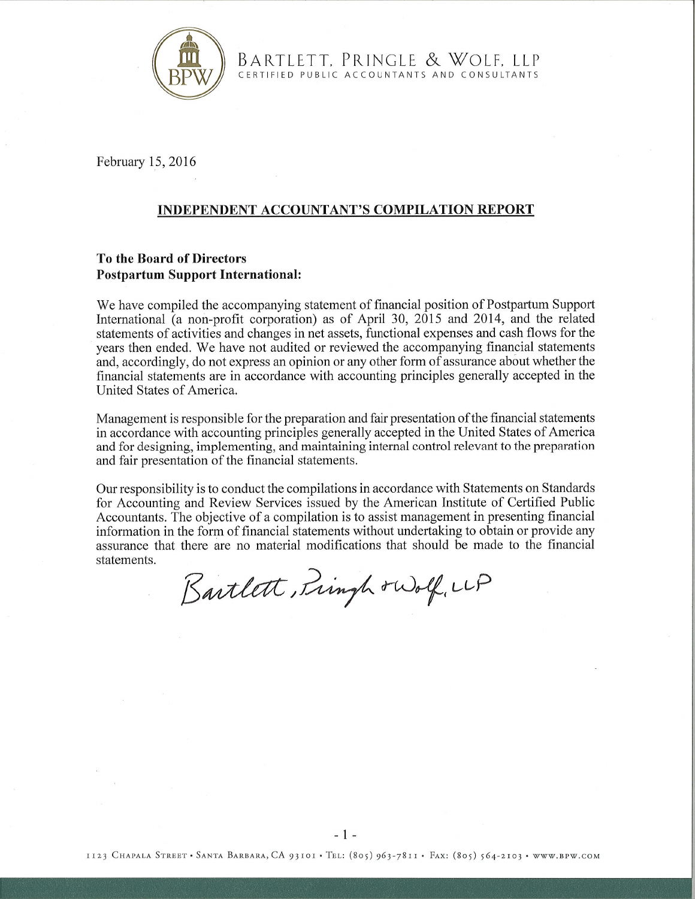BARTLETT, PRINGLE & WOLF, LLP
CERTIFIED PUBLIC ACCOUNTANTS AND CONSULTANTS

February 15, 2016

## INDEPENDENT ACCOUNTANT'S COMPILATION REPORT

**To the Board of Directors**
**Postpartum Support International:**

We have compiled the accompanying statement of financial position of Postpartum Support International (a non-profit corporation) as of April 30, 2015 and 2014, and the related statements of activities and changes in net assets, functional expenses and cash flows for the years then ended. We have not audited or reviewed the accompanying financial statements and, accordingly, do not express an opinion or any other form of assurance about whether the financial statements are in accordance with accounting principles generally accepted in the United States of America.

Management is responsible for the preparation and fair presentation of the financial statements in accordance with accounting principles generally accepted in the United States of America and for designing, implementing, and maintaining internal control relevant to the preparation and fair presentation of the financial statements.

Our responsibility is to conduct the compilations in accordance with Statements on Standards for Accounting and Review Services issued by the American Institute of Certified Public Accountants. The objective of a compilation is to assist management in presenting financial information in the form of financial statements without undertaking to obtain or provide any assurance that there are no material modifications that should be made to the financial statements.

Bartlett, Pringle & Wolf, LLP

1123 Chapala Street • Santa Barbara, CA 93101 • Tel: (805) 963-7811 • Fax: (805) 564-2103 • www.bpw.com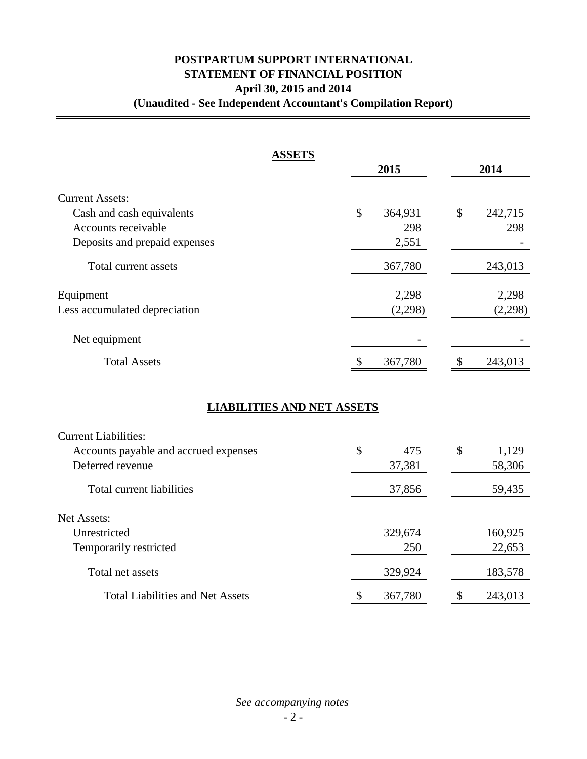# POSTPARTUM SUPPORT INTERNATIONAL
## STATEMENT OF FINANCIAL POSITION
### April 30, 2015 and 2014
### (Unaudited - See Independent Accountant's Compilation Report)

**ASSETS**

| | 2015 | 2014 |
|---|---|---|
| Current Assets: | | |
| Cash and cash equivalents | $ 364,931 | $ 242,715 |
| Accounts receivable | 298 | 298 |
| Deposits and prepaid expenses | 2,551 | - |
| Total current assets | 367,780 | 243,013 |
| Equipment | 2,298 | 2,298 |
| Less accumulated depreciation | (2,298) | (2,298) |
| Net equipment | - | - |
| Total Assets | $ 367,780 | $ 243,013 |

**LIABILITIES AND NET ASSETS**

| | 2015 | 2014 |
|---|---|---|
| Current Liabilities: | | |
| Accounts payable and accrued expenses | $ 475 | $ 1,129 |
| Deferred revenue | 37,381 | 58,306 |
| Total current liabilities | 37,856 | 59,435 |
| Net Assets: | | |
| Unrestricted | 329,674 | 160,925 |
| Temporarily restricted | 250 | 22,653 |
| Total net assets | 329,924 | 183,578 |
| Total Liabilities and Net Assets | $ 367,780 | $ 243,013 |

*See accompanying notes*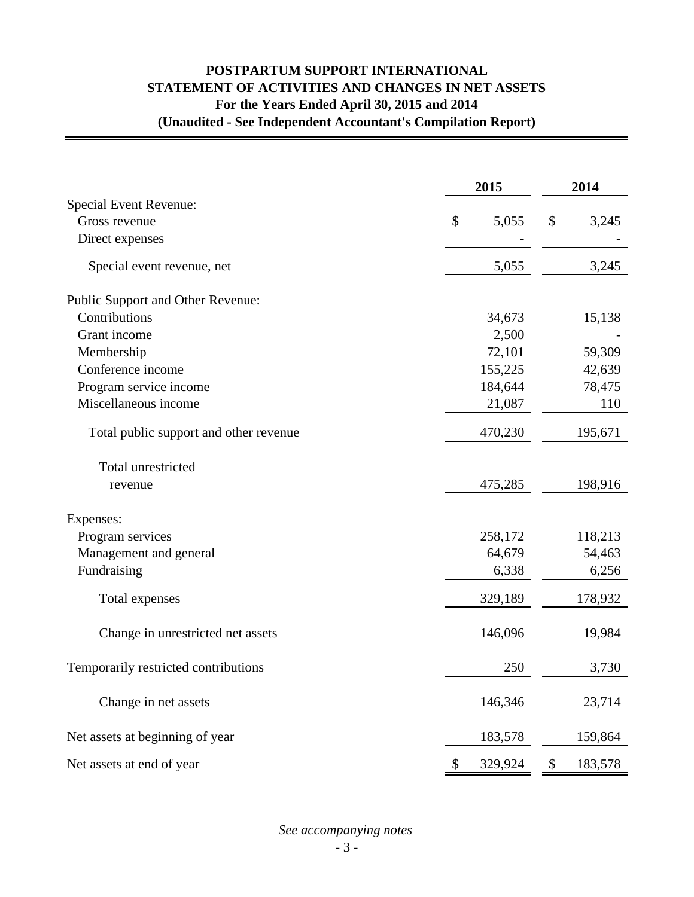# POSTPARTUM SUPPORT INTERNATIONAL
## STATEMENT OF ACTIVITIES AND CHANGES IN NET ASSETS
### For the Years Ended April 30, 2015 and 2014
### (Unaudited - See Independent Accountant's Compilation Report)

| | 2015 | 2014 |
|---|---|---|
| Special Event Revenue: | | |
| Gross revenue | $ 5,055 | $ 3,245 |
| Direct expenses | - | - |
| Special event revenue, net | 5,055 | 3,245 |
| Public Support and Other Revenue: | | |
| Contributions | 34,673 | 15,138 |
| Grant income | 2,500 | - |
| Membership | 72,101 | 59,309 |
| Conference income | 155,225 | 42,639 |
| Program service income | 184,644 | 78,475 |
| Miscellaneous income | 21,087 | 110 |
| Total public support and other revenue | 470,230 | 195,671 |
| Total unrestricted revenue | 475,285 | 198,916 |
| Expenses: | | |
| Program services | 258,172 | 118,213 |
| Management and general | 64,679 | 54,463 |
| Fundraising | 6,338 | 6,256 |
| Total expenses | 329,189 | 178,932 |
| Change in unrestricted net assets | 146,096 | 19,984 |
| Temporarily restricted contributions | 250 | 3,730 |
| Change in net assets | 146,346 | 23,714 |
| Net assets at beginning of year | 183,578 | 159,864 |
| Net assets at end of year | $ 329,924 | $ 183,578 |

*See accompanying notes*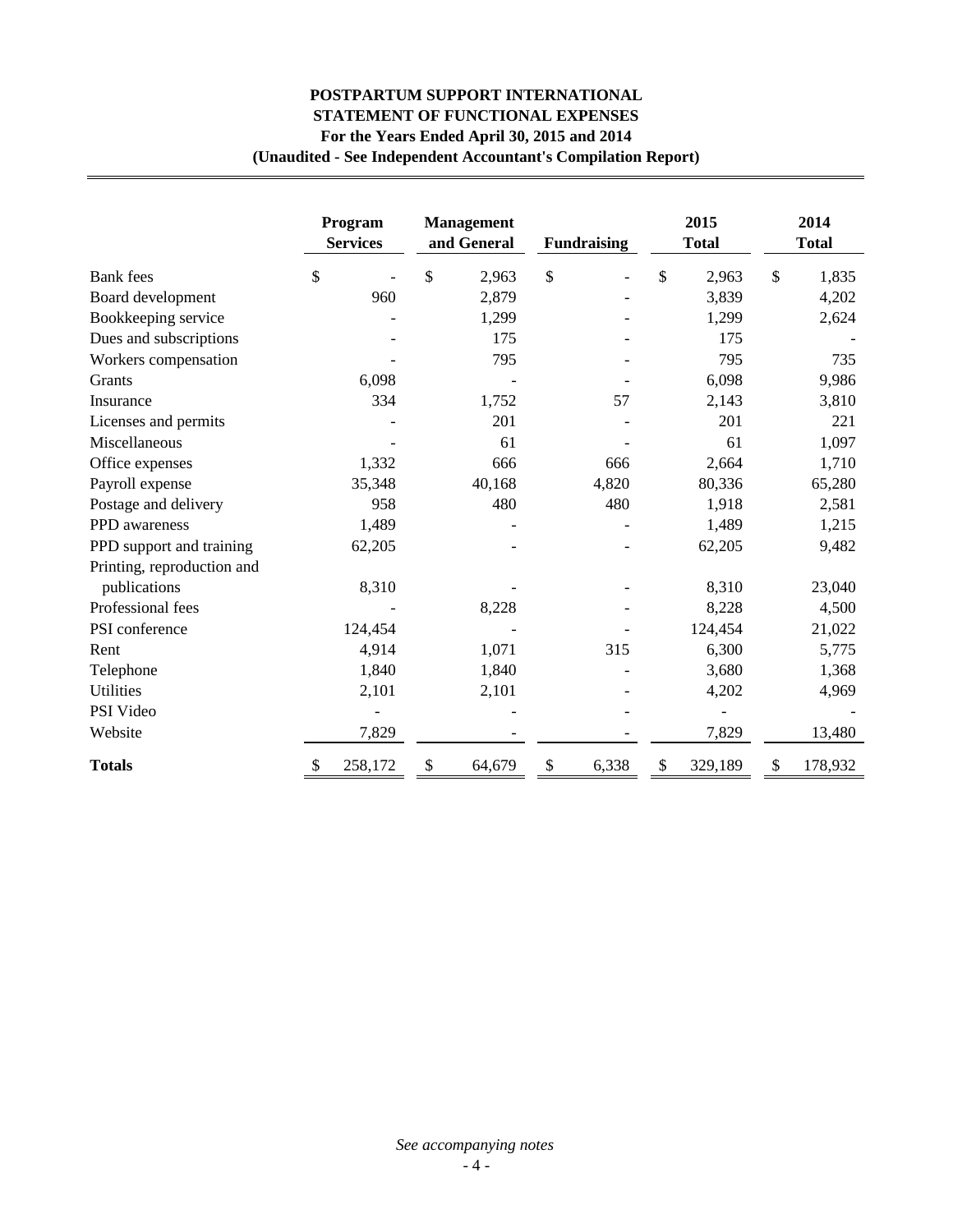# POSTPARTUM SUPPORT INTERNATIONAL
## STATEMENT OF FUNCTIONAL EXPENSES
### For the Years Ended April 30, 2015 and 2014
### (Unaudited - See Independent Accountant's Compilation Report)

| | Program Services | Management and General | Fundraising | 2015 Total | 2014 Total |
|---|---|---|---|---|---|
| Bank fees | $ - | $ 2,963 | $ - | $ 2,963 | $ 1,835 |
| Board development | 960 | 2,879 | - | 3,839 | 4,202 |
| Bookkeeping service | - | 1,299 | - | 1,299 | 2,624 |
| Dues and subscriptions | - | 175 | - | 175 | - |
| Workers compensation | - | 795 | - | 795 | 735 |
| Grants | 6,098 | - | - | 6,098 | 9,986 |
| Insurance | 334 | 1,752 | 57 | 2,143 | 3,810 |
| Licenses and permits | - | 201 | - | 201 | 221 |
| Miscellaneous | - | 61 | - | 61 | 1,097 |
| Office expenses | 1,332 | 666 | 666 | 2,664 | 1,710 |
| Payroll expense | 35,348 | 40,168 | 4,820 | 80,336 | 65,280 |
| Postage and delivery | 958 | 480 | 480 | 1,918 | 2,581 |
| PPD awareness | 1,489 | - | - | 1,489 | 1,215 |
| PPD support and training | 62,205 | - | - | 62,205 | 9,482 |
| Printing, reproduction and publications | 8,310 | - | - | 8,310 | 23,040 |
| Professional fees | - | 8,228 | - | 8,228 | 4,500 |
| PSI conference | 124,454 | - | - | 124,454 | 21,022 |
| Rent | 4,914 | 1,071 | 315 | 6,300 | 5,775 |
| Telephone | 1,840 | 1,840 | - | 3,680 | 1,368 |
| Utilities | 2,101 | 2,101 | - | 4,202 | 4,969 |
| PSI Video | - | - | - | - | - |
| Website | 7,829 | - | - | 7,829 | 13,480 |
| **Totals** | $ 258,172 | $ 64,679 | $ 6,338 | $ 329,189 | $ 178,932 |

*See accompanying notes*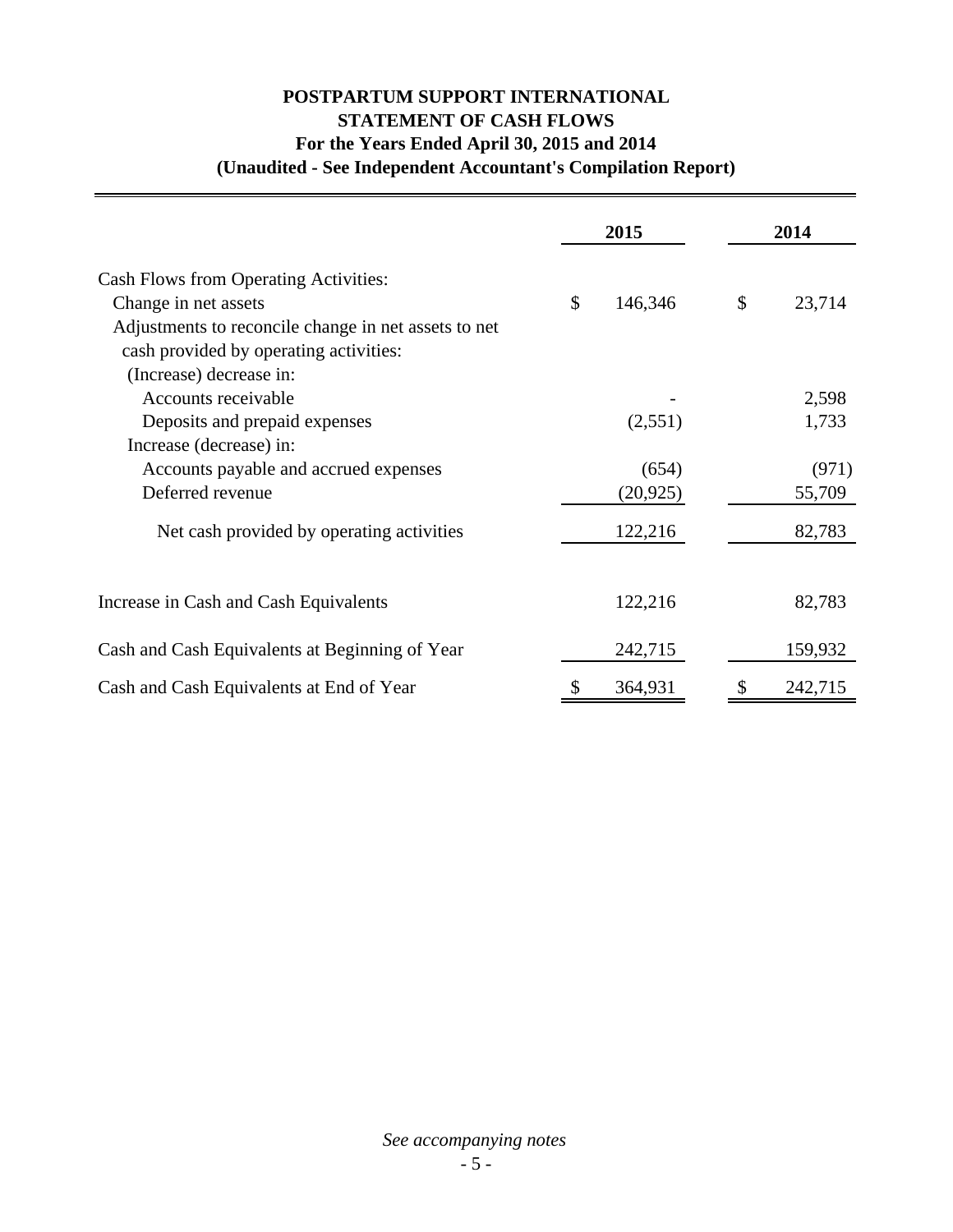# POSTPARTUM SUPPORT INTERNATIONAL
## STATEMENT OF CASH FLOWS
### For the Years Ended April 30, 2015 and 2014
### (Unaudited - See Independent Accountant's Compilation Report)

| | 2015 | 2014 |
|---|---|---|
| Cash Flows from Operating Activities: | | |
| Change in net assets | $ 146,346 | $ 23,714 |
| Adjustments to reconcile change in net assets to net cash provided by operating activities: | | |
| (Increase) decrease in: | | |
| Accounts receivable | - | 2,598 |
| Deposits and prepaid expenses | (2,551) | 1,733 |
| Increase (decrease) in: | | |
| Accounts payable and accrued expenses | (654) | (971) |
| Deferred revenue | (20,925) | 55,709 |
| Net cash provided by operating activities | 122,216 | 82,783 |
| Increase in Cash and Cash Equivalents | 122,216 | 82,783 |
| Cash and Cash Equivalents at Beginning of Year | 242,715 | 159,932 |
| Cash and Cash Equivalents at End of Year | $ 364,931 | $ 242,715 |

*See accompanying notes*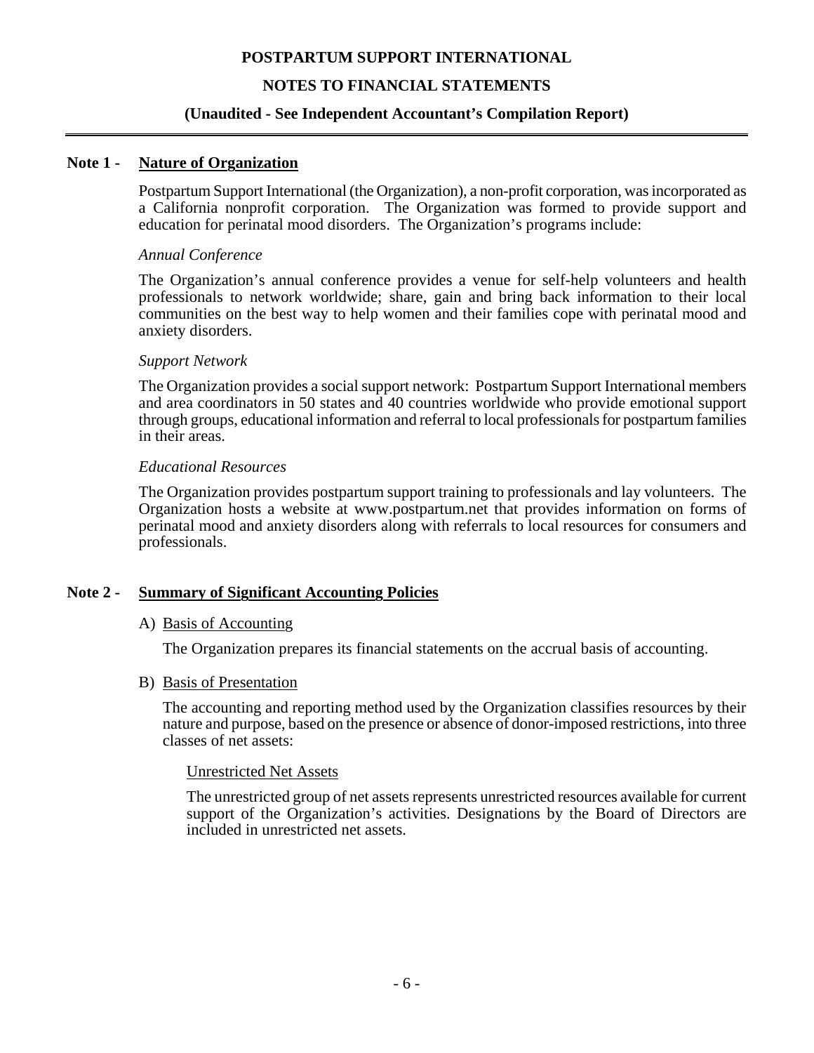# POSTPARTUM SUPPORT INTERNATIONAL

## NOTES TO FINANCIAL STATEMENTS

### (Unaudited - See Independent Accountant's Compilation Report)

---

**Note 1 - Nature of Organization**

Postpartum Support International (the Organization), a non-profit corporation, was incorporated as a California nonprofit corporation. The Organization was formed to provide support and education for perinatal mood disorders. The Organization's programs include:

*Annual Conference*

The Organization's annual conference provides a venue for self-help volunteers and health professionals to network worldwide; share, gain and bring back information to their local communities on the best way to help women and their families cope with perinatal mood and anxiety disorders.

*Support Network*

The Organization provides a social support network: Postpartum Support International members and area coordinators in 50 states and 40 countries worldwide who provide emotional support through groups, educational information and referral to local professionals for postpartum families in their areas.

*Educational Resources*

The Organization provides postpartum support training to professionals and lay volunteers. The Organization hosts a website at www.postpartum.net that provides information on forms of perinatal mood and anxiety disorders along with referrals to local resources for consumers and professionals.

**Note 2 - Summary of Significant Accounting Policies**

A) Basis of Accounting

The Organization prepares its financial statements on the accrual basis of accounting.

B) Basis of Presentation

The accounting and reporting method used by the Organization classifies resources by their nature and purpose, based on the presence or absence of donor-imposed restrictions, into three classes of net assets:

Unrestricted Net Assets

The unrestricted group of net assets represents unrestricted resources available for current support of the Organization's activities. Designations by the Board of Directors are included in unrestricted net assets.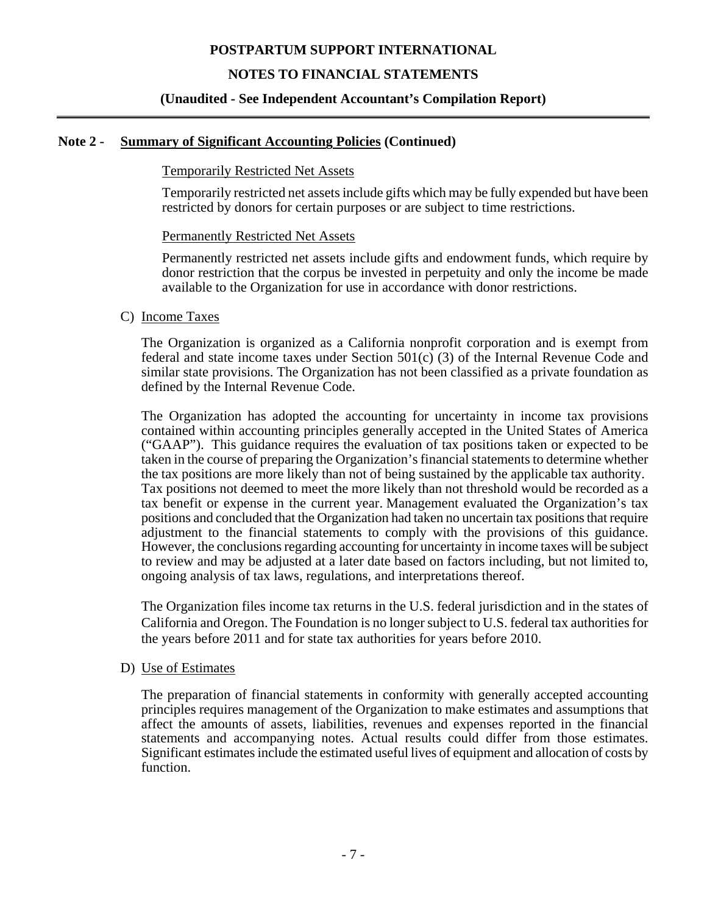**POSTPARTUM SUPPORT INTERNATIONAL**

**NOTES TO FINANCIAL STATEMENTS**

**(Unaudited - See Independent Accountant's Compilation Report)**

## Note 2 - Summary of Significant Accounting Policies (Continued)

Temporarily Restricted Net Assets

Temporarily restricted net assets include gifts which may be fully expended but have been restricted by donors for certain purposes or are subject to time restrictions.

Permanently Restricted Net Assets

Permanently restricted net assets include gifts and endowment funds, which require by donor restriction that the corpus be invested in perpetuity and only the income be made available to the Organization for use in accordance with donor restrictions.

C) Income Taxes

The Organization is organized as a California nonprofit corporation and is exempt from federal and state income taxes under Section 501(c) (3) of the Internal Revenue Code and similar state provisions. The Organization has not been classified as a private foundation as defined by the Internal Revenue Code.

The Organization has adopted the accounting for uncertainty in income tax provisions contained within accounting principles generally accepted in the United States of America ("GAAP"). This guidance requires the evaluation of tax positions taken or expected to be taken in the course of preparing the Organization's financial statements to determine whether the tax positions are more likely than not of being sustained by the applicable tax authority. Tax positions not deemed to meet the more likely than not threshold would be recorded as a tax benefit or expense in the current year. Management evaluated the Organization's tax positions and concluded that the Organization had taken no uncertain tax positions that require adjustment to the financial statements to comply with the provisions of this guidance. However, the conclusions regarding accounting for uncertainty in income taxes will be subject to review and may be adjusted at a later date based on factors including, but not limited to, ongoing analysis of tax laws, regulations, and interpretations thereof.

The Organization files income tax returns in the U.S. federal jurisdiction and in the states of California and Oregon. The Foundation is no longer subject to U.S. federal tax authorities for the years before 2011 and for state tax authorities for years before 2010.

D) Use of Estimates

The preparation of financial statements in conformity with generally accepted accounting principles requires management of the Organization to make estimates and assumptions that affect the amounts of assets, liabilities, revenues and expenses reported in the financial statements and accompanying notes. Actual results could differ from those estimates. Significant estimates include the estimated useful lives of equipment and allocation of costs by function.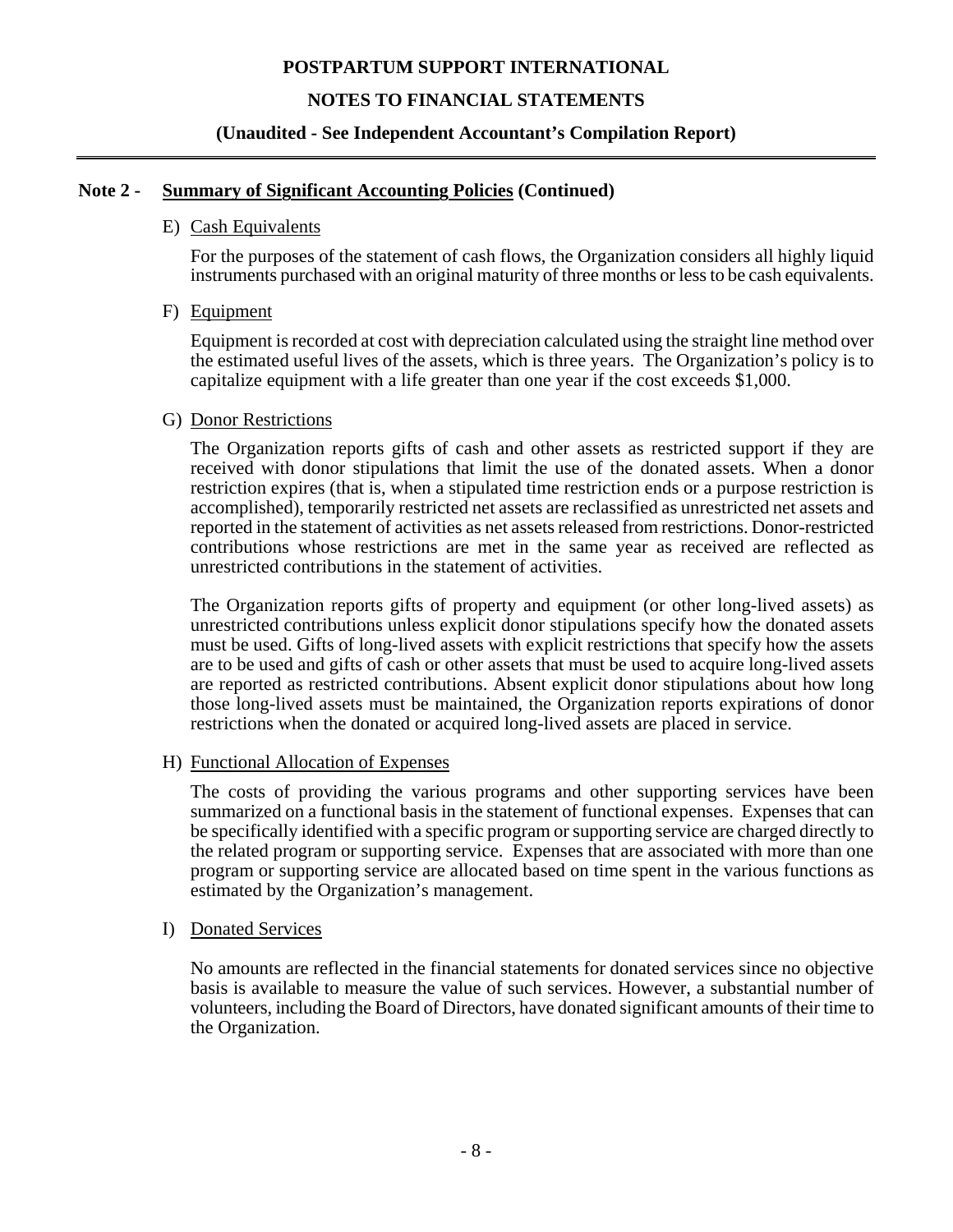**POSTPARTUM SUPPORT INTERNATIONAL**

**NOTES TO FINANCIAL STATEMENTS**

**(Unaudited - See Independent Accountant's Compilation Report)**

## Note 2 - Summary of Significant Accounting Policies (Continued)

E) Cash Equivalents

For the purposes of the statement of cash flows, the Organization considers all highly liquid instruments purchased with an original maturity of three months or less to be cash equivalents.

F) Equipment

Equipment is recorded at cost with depreciation calculated using the straight line method over the estimated useful lives of the assets, which is three years. The Organization's policy is to capitalize equipment with a life greater than one year if the cost exceeds $1,000.

G) Donor Restrictions

The Organization reports gifts of cash and other assets as restricted support if they are received with donor stipulations that limit the use of the donated assets. When a donor restriction expires (that is, when a stipulated time restriction ends or a purpose restriction is accomplished), temporarily restricted net assets are reclassified as unrestricted net assets and reported in the statement of activities as net assets released from restrictions. Donor-restricted contributions whose restrictions are met in the same year as received are reflected as unrestricted contributions in the statement of activities.

The Organization reports gifts of property and equipment (or other long-lived assets) as unrestricted contributions unless explicit donor stipulations specify how the donated assets must be used. Gifts of long-lived assets with explicit restrictions that specify how the assets are to be used and gifts of cash or other assets that must be used to acquire long-lived assets are reported as restricted contributions. Absent explicit donor stipulations about how long those long-lived assets must be maintained, the Organization reports expirations of donor restrictions when the donated or acquired long-lived assets are placed in service.

H) Functional Allocation of Expenses

The costs of providing the various programs and other supporting services have been summarized on a functional basis in the statement of functional expenses. Expenses that can be specifically identified with a specific program or supporting service are charged directly to the related program or supporting service. Expenses that are associated with more than one program or supporting service are allocated based on time spent in the various functions as estimated by the Organization's management.

I) Donated Services

No amounts are reflected in the financial statements for donated services since no objective basis is available to measure the value of such services. However, a substantial number of volunteers, including the Board of Directors, have donated significant amounts of their time to the Organization.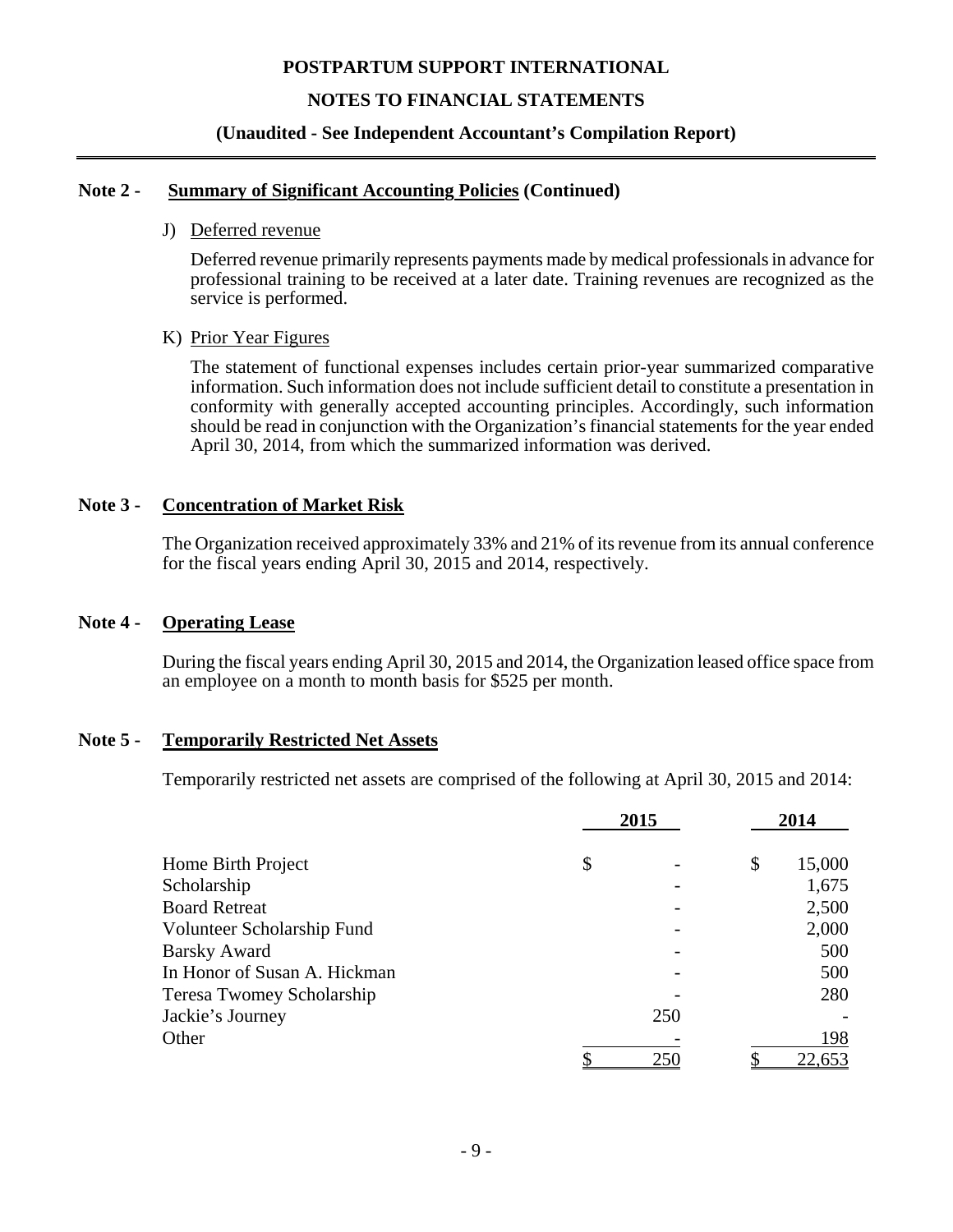**POSTPARTUM SUPPORT INTERNATIONAL**

**NOTES TO FINANCIAL STATEMENTS**

**(Unaudited - See Independent Accountant's Compilation Report)**

---

**Note 2 - Summary of Significant Accounting Policies (Continued)**

J) Deferred revenue

Deferred revenue primarily represents payments made by medical professionals in advance for professional training to be received at a later date. Training revenues are recognized as the service is performed.

K) Prior Year Figures

The statement of functional expenses includes certain prior-year summarized comparative information. Such information does not include sufficient detail to constitute a presentation in conformity with generally accepted accounting principles. Accordingly, such information should be read in conjunction with the Organization's financial statements for the year ended April 30, 2014, from which the summarized information was derived.

**Note 3 - Concentration of Market Risk**

The Organization received approximately 33% and 21% of its revenue from its annual conference for the fiscal years ending April 30, 2015 and 2014, respectively.

**Note 4 - Operating Lease**

During the fiscal years ending April 30, 2015 and 2014, the Organization leased office space from an employee on a month to month basis for $525 per month.

**Note 5 - Temporarily Restricted Net Assets**

Temporarily restricted net assets are comprised of the following at April 30, 2015 and 2014:

| | 2015 | 2014 |
|---|---|---|
| Home Birth Project | $ - | $ 15,000 |
| Scholarship | - | 1,675 |
| Board Retreat | - | 2,500 |
| Volunteer Scholarship Fund | - | 2,000 |
| Barsky Award | - | 500 |
| In Honor of Susan A. Hickman | - | 500 |
| Teresa Twomey Scholarship | - | 280 |
| Jackie's Journey | 250 | - |
| Other | - | 198 |
| | $ 250 | $ 22,653 |